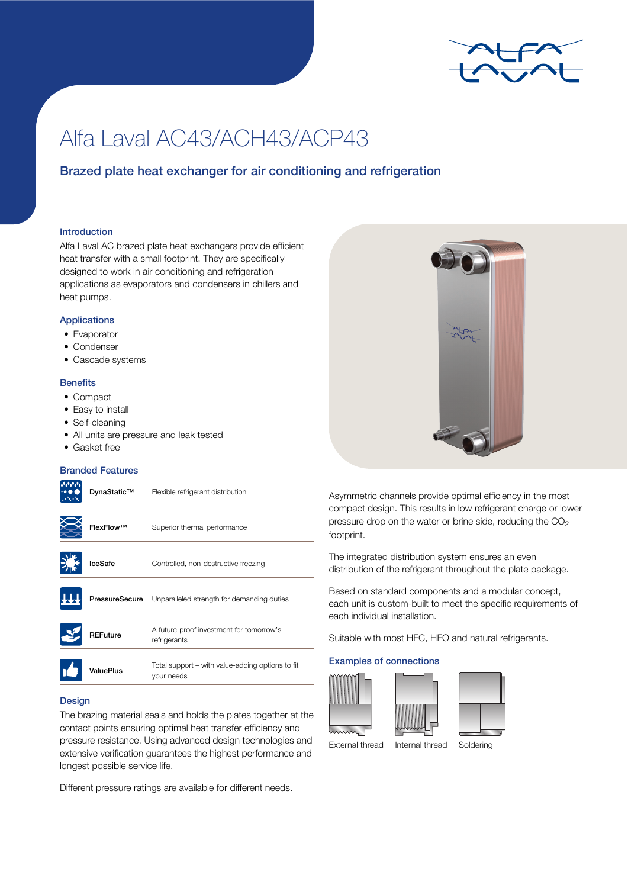# Alfa Laval AC43/ACH43/ACP43

## Brazed plate heat exchanger for air conditioning and refrigeration

### Introduction

Alfa Laval AC brazed plate heat exchangers provide efficient heat transfer with a small footprint. They are specifically designed to work in air conditioning and refrigeration applications as evaporators and condensers in chillers and heat pumps.

### Applications

- Evaporator
- Condenser
- Cascade systems

### Benefits

- Compact
- Easy to install
- Self-cleaning
- All units are pressure and leak tested
- Gasket free

### Branded Features

| Feature | Description |
|---|---|
| DynaStatic™ | Flexible refrigerant distribution |
| FlexFlow™ | Superior thermal performance |
| IceSafe | Controlled, non-destructive freezing |
| PressureSecure | Unparalleled strength for demanding duties |
| REFuture | A future-proof investment for tomorrow's refrigerants |
| ValuePlus | Total support – with value-adding options to fit your needs |

### Design

The brazing material seals and holds the plates together at the contact points ensuring optimal heat transfer efficiency and pressure resistance. Using advanced design technologies and extensive verification guarantees the highest performance and longest possible service life.

Different pressure ratings are available for different needs.

Asymmetric channels provide optimal efficiency in the most compact design. This results in low refrigerant charge or lower pressure drop on the water or brine side, reducing the $CO_2$ footprint.

The integrated distribution system ensures an even distribution of the refrigerant throughout the plate package.

Based on standard components and a modular concept, each unit is custom-built to meet the specific requirements of each individual installation.

Suitable with most HFC, HFO and natural refrigerants.

### Examples of connections

External thread | Internal thread | Soldering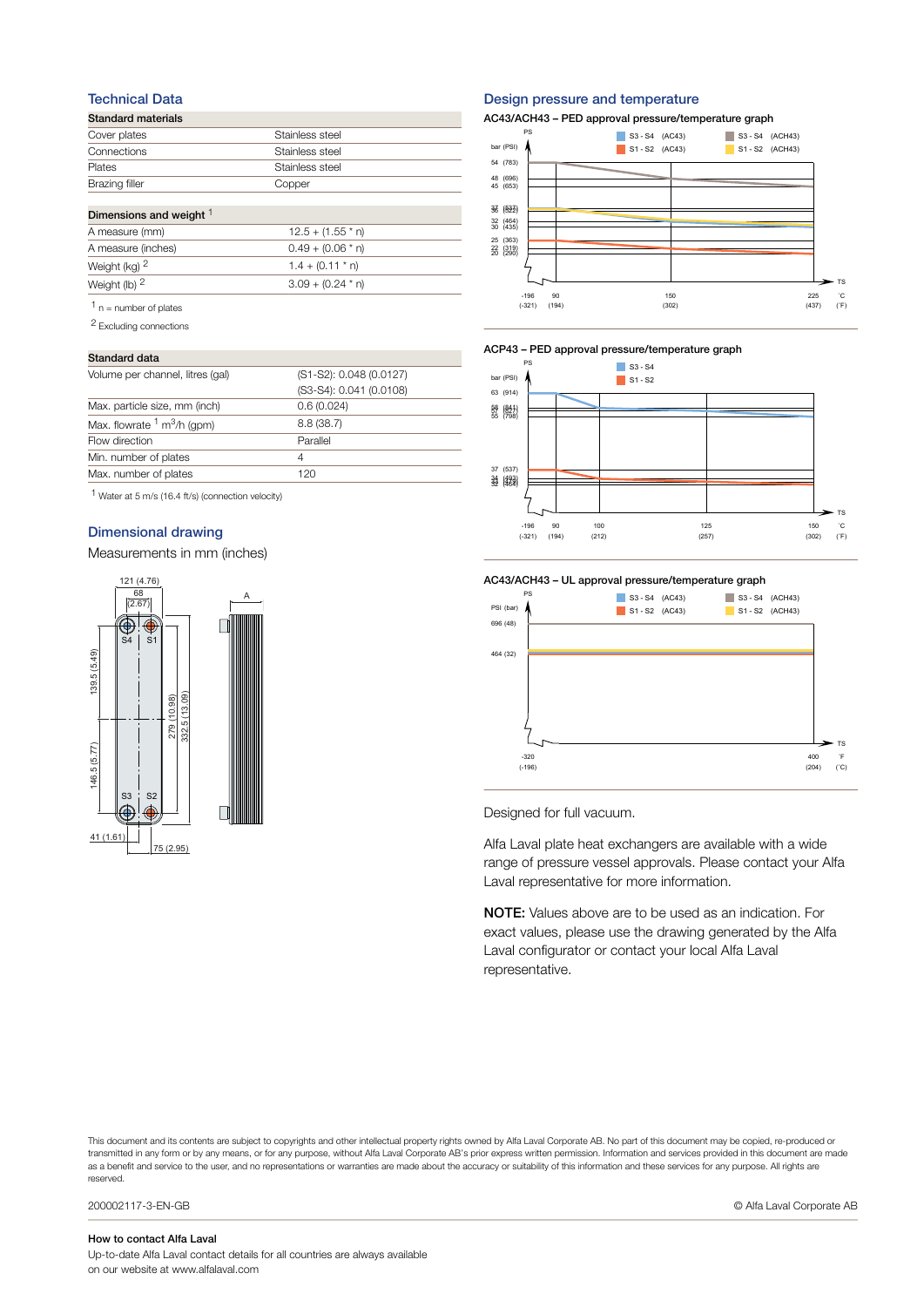## Technical Data

| Standard materials | |
|---|---|
| Cover plates | Stainless steel |
| Connections | Stainless steel |
| Plates | Stainless steel |
| Brazing filler | Copper |

| Dimensions and weight [1] | |
|---|---|
| A measure (mm) | 12.5 + (1.55 * n) |
| A measure (inches) | 0.49 + (0.06 * n) |
| Weight (kg) [2] | 1.4 + (0.11 * n) |
| Weight (lb) [2] | 3.09 + (0.24 * n) |

[1] n = number of plates

[2] Excluding connections

| Standard data | |
|---|---|
| Volume per channel, litres (gal) | (S1-S2): 0.048 (0.0127)<br>(S3-S4): 0.041 (0.0108) |
| Max. particle size, mm (inch) | 0.6 (0.024) |
| Max. flowrate [1] $m^3/h$ (gpm) | 8.8 (38.7) |
| Flow direction | Parallel |
| Min. number of plates | 4 |
| Max. number of plates | 120 |

[1] Water at 5 m/s (16.4 ft/s) (connection velocity)

## Dimensional drawing

Measurements in mm (inches)

121 (4.76)
68 (2.67)
S4 S1
S3 S2
139.5 (5.49)
146.5 (5.77)
279 (10.98)
332.5 (13.09)
41 (1.61)
75 (2.95)
A

## Design pressure and temperature

**AC43/ACH43 – PED approval pressure/temperature graph**

PS
bar (PSI)
S3 - S4 (AC43)
S1 - S2 (AC43)
S3 - S4 (ACH43)
S1 - S2 (ACH43)
54 (783)
48 (696)
45 (653)
37 (537)
36 (522)
32 (464)
30 (435)
25 (363)
22 (319)
20 (290)
TS
-196 (-321)
90 (194)
150 (302)
225 (437)
°C (°F)

**ACP43 – PED approval pressure/temperature graph**

PS
bar (PSI)
S3 - S4
S1 - S2
63 (914)
58 (841)
57 (827)
55 (798)
37 (537)
34 (493)
32 (464)
TS
-196 (-321)
90 (194)
100 (212)
125 (257)
150 (302)
°C (°F)

**AC43/ACH43 – UL approval pressure/temperature graph**

PS
PSI (bar)
S3 - S4 (AC43)
S1 - S2 (AC43)
S3 - S4 (ACH43)
S1 - S2 (ACH43)
696 (48)
464 (32)
TS
-320 (-196)
400 (204)
°F (°C)

Designed for full vacuum.

Alfa Laval plate heat exchangers are available with a wide range of pressure vessel approvals. Please contact your Alfa Laval representative for more information.

**NOTE:** Values above are to be used as an indication. For exact values, please use the drawing generated by the Alfa Laval configurator or contact your local Alfa Laval representative.

This document and its contents are subject to copyrights and other intellectual property rights owned by Alfa Laval Corporate AB. No part of this document may be copied, re-produced or transmitted in any form or by any means, or for any purpose, without Alfa Laval Corporate AB's prior express written permission. Information and services provided in this document are made as a benefit and service to the user, and no representations or warranties are made about the accuracy or suitability of this information and these services for any purpose. All rights are reserved.

200002117-3-EN-GB

© Alfa Laval Corporate AB

**How to contact Alfa Laval**

Up-to-date Alfa Laval contact details for all countries are always available on our website at www.alfalaval.com